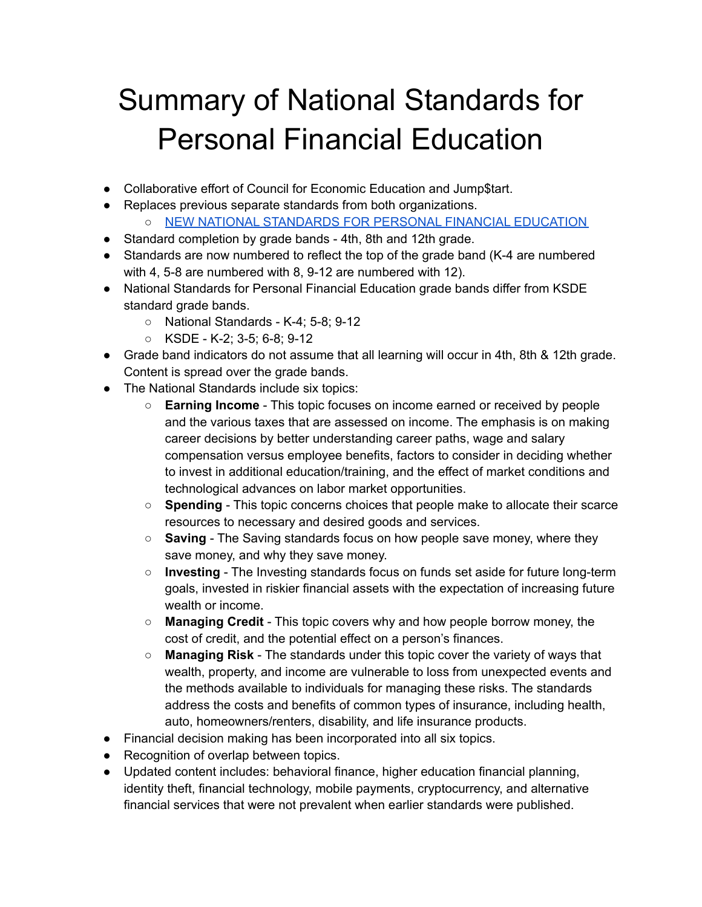# Summary of National Standards for Personal Financial Education

- Collaborative effort of Council for Economic Education and Jump$tart.
- Replaces previous separate standards from both organizations.
  - NEW NATIONAL STANDARDS FOR PERSONAL FINANCIAL EDUCATION
- Standard completion by grade bands - 4th, 8th and 12th grade.
- Standards are now numbered to reflect the top of the grade band (K-4 are numbered with 4, 5-8 are numbered with 8, 9-12 are numbered with 12).
- National Standards for Personal Financial Education grade bands differ from KSDE standard grade bands.
  - National Standards - K-4; 5-8; 9-12
  - KSDE - K-2; 3-5; 6-8; 9-12
- Grade band indicators do not assume that all learning will occur in 4th, 8th & 12th grade. Content is spread over the grade bands.
- The National Standards include six topics:
  - **Earning Income** - This topic focuses on income earned or received by people and the various taxes that are assessed on income. The emphasis is on making career decisions by better understanding career paths, wage and salary compensation versus employee benefits, factors to consider in deciding whether to invest in additional education/training, and the effect of market conditions and technological advances on labor market opportunities.
  - **Spending** - This topic concerns choices that people make to allocate their scarce resources to necessary and desired goods and services.
  - **Saving** - The Saving standards focus on how people save money, where they save money, and why they save money.
  - **Investing** - The Investing standards focus on funds set aside for future long-term goals, invested in riskier financial assets with the expectation of increasing future wealth or income.
  - **Managing Credit** - This topic covers why and how people borrow money, the cost of credit, and the potential effect on a person's finances.
  - **Managing Risk** - The standards under this topic cover the variety of ways that wealth, property, and income are vulnerable to loss from unexpected events and the methods available to individuals for managing these risks. The standards address the costs and benefits of common types of insurance, including health, auto, homeowners/renters, disability, and life insurance products.
- Financial decision making has been incorporated into all six topics.
- Recognition of overlap between topics.
- Updated content includes: behavioral finance, higher education financial planning, identity theft, financial technology, mobile payments, cryptocurrency, and alternative financial services that were not prevalent when earlier standards were published.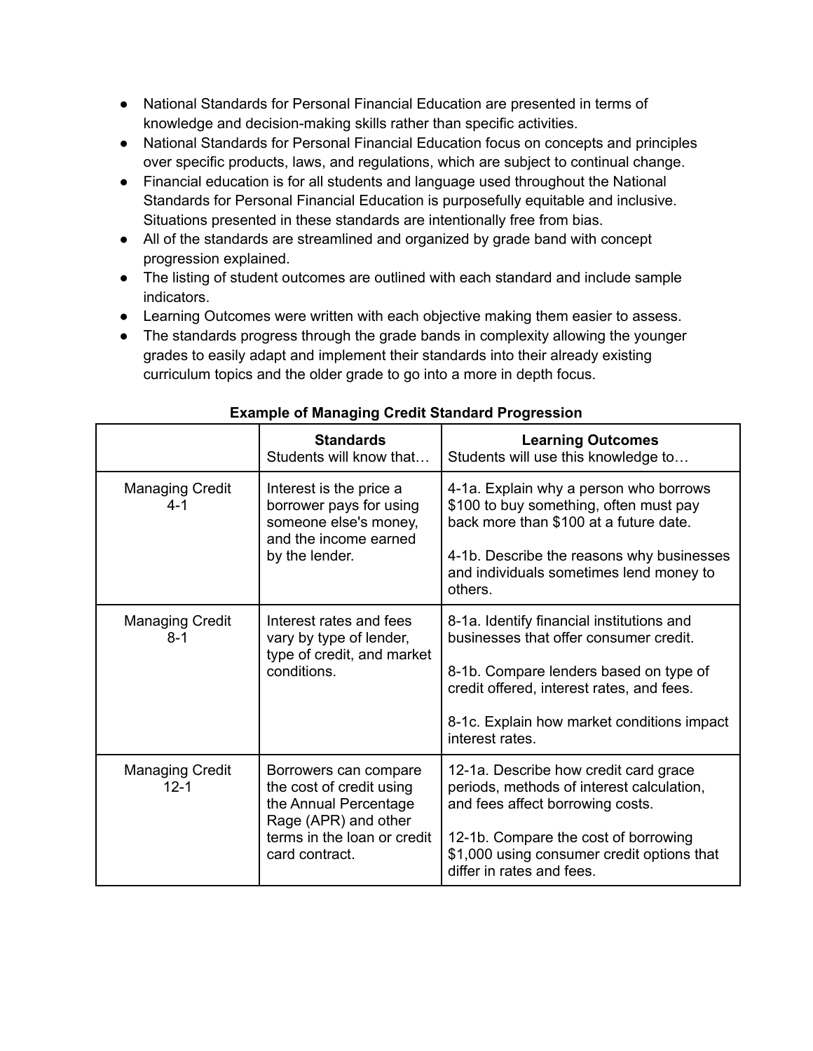- National Standards for Personal Financial Education are presented in terms of knowledge and decision-making skills rather than specific activities.
- National Standards for Personal Financial Education focus on concepts and principles over specific products, laws, and regulations, which are subject to continual change.
- Financial education is for all students and language used throughout the National Standards for Personal Financial Education is purposefully equitable and inclusive. Situations presented in these standards are intentionally free from bias.
- All of the standards are streamlined and organized by grade band with concept progression explained.
- The listing of student outcomes are outlined with each standard and include sample indicators.
- Learning Outcomes were written with each objective making them easier to assess.
- The standards progress through the grade bands in complexity allowing the younger grades to easily adapt and implement their standards into their already existing curriculum topics and the older grade to go into a more in depth focus.

**Example of Managing Credit Standard Progression**

| | **Standards**<br>Students will know that… | **Learning Outcomes**<br>Students will use this knowledge to… |
|---|---|---|
| Managing Credit 4-1 | Interest is the price a borrower pays for using someone else's money, and the income earned by the lender. | 4-1a. Explain why a person who borrows $100 to buy something, often must pay back more than $100 at a future date.<br><br>4-1b. Describe the reasons why businesses and individuals sometimes lend money to others. |
| Managing Credit 8-1 | Interest rates and fees vary by type of lender, type of credit, and market conditions. | 8-1a. Identify financial institutions and businesses that offer consumer credit.<br><br>8-1b. Compare lenders based on type of credit offered, interest rates, and fees.<br><br>8-1c. Explain how market conditions impact interest rates. |
| Managing Credit 12-1 | Borrowers can compare the cost of credit using the Annual Percentage Rage (APR) and other terms in the loan or credit card contract. | 12-1a. Describe how credit card grace periods, methods of interest calculation, and fees affect borrowing costs.<br><br>12-1b. Compare the cost of borrowing $1,000 using consumer credit options that differ in rates and fees. |